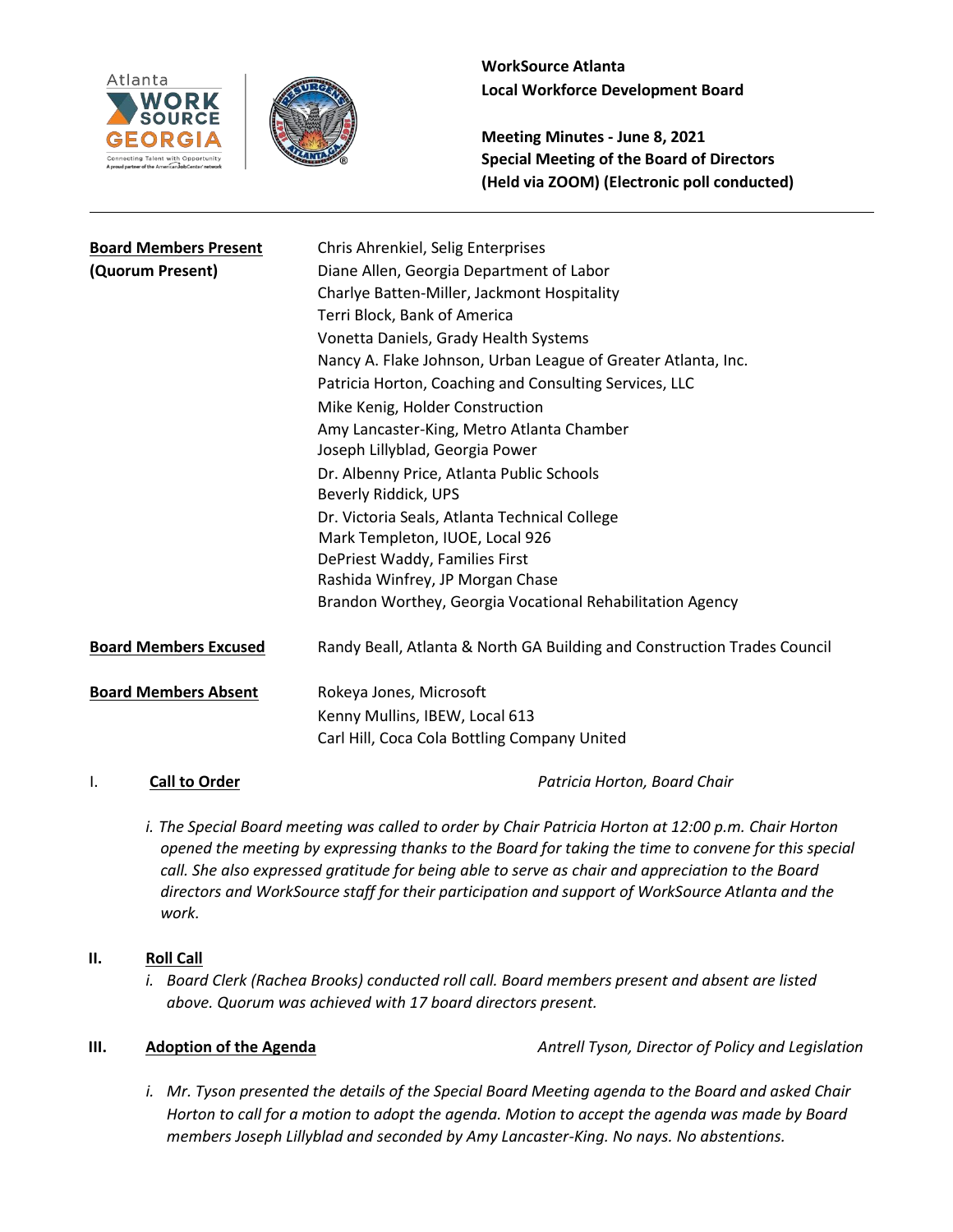**WorkSource Atlanta**
**Local Workforce Development Board**

**Meeting Minutes - June 8, 2021**
**Special Meeting of the Board of Directors**
**(Held via ZOOM) (Electronic poll conducted)**

---

| | |
|---|---|
| **Board Members Present** **(Quorum Present)** | Chris Ahrenkiel, Selig Enterprises<br>Diane Allen, Georgia Department of Labor<br>Charlye Batten-Miller, Jackmont Hospitality<br>Terri Block, Bank of America<br>Vonetta Daniels, Grady Health Systems<br>Nancy A. Flake Johnson, Urban League of Greater Atlanta, Inc.<br>Patricia Horton, Coaching and Consulting Services, LLC<br>Mike Kenig, Holder Construction<br>Amy Lancaster-King, Metro Atlanta Chamber<br>Joseph Lillyblad, Georgia Power<br>Dr. Albenny Price, Atlanta Public Schools<br>Beverly Riddick, UPS<br>Dr. Victoria Seals, Atlanta Technical College<br>Mark Templeton, IUOE, Local 926<br>DePriest Waddy, Families First<br>Rashida Winfrey, JP Morgan Chase<br>Brandon Worthey, Georgia Vocational Rehabilitation Agency |
| **Board Members Excused** | Randy Beall, Atlanta & North GA Building and Construction Trades Council |
| **Board Members Absent** | Rokeya Jones, Microsoft<br>Kenny Mullins, IBEW, Local 613<br>Carl Hill, Coca Cola Bottling Company United |

## I. Call to Order — *Patricia Horton, Board Chair*

*i. The Special Board meeting was called to order by Chair Patricia Horton at 12:00 p.m. Chair Horton opened the meeting by expressing thanks to the Board for taking the time to convene for this special call. She also expressed gratitude for being able to serve as chair and appreciation to the Board directors and WorkSource staff for their participation and support of WorkSource Atlanta and the work.*

## II. Roll Call

*i. Board Clerk (Rachea Brooks) conducted roll call. Board members present and absent are listed above. Quorum was achieved with 17 board directors present.*

## III. Adoption of the Agenda — *Antrell Tyson, Director of Policy and Legislation*

*i. Mr. Tyson presented the details of the Special Board Meeting agenda to the Board and asked Chair Horton to call for a motion to adopt the agenda. Motion to accept the agenda was made by Board members Joseph Lillyblad and seconded by Amy Lancaster-King. No nays. No abstentions.*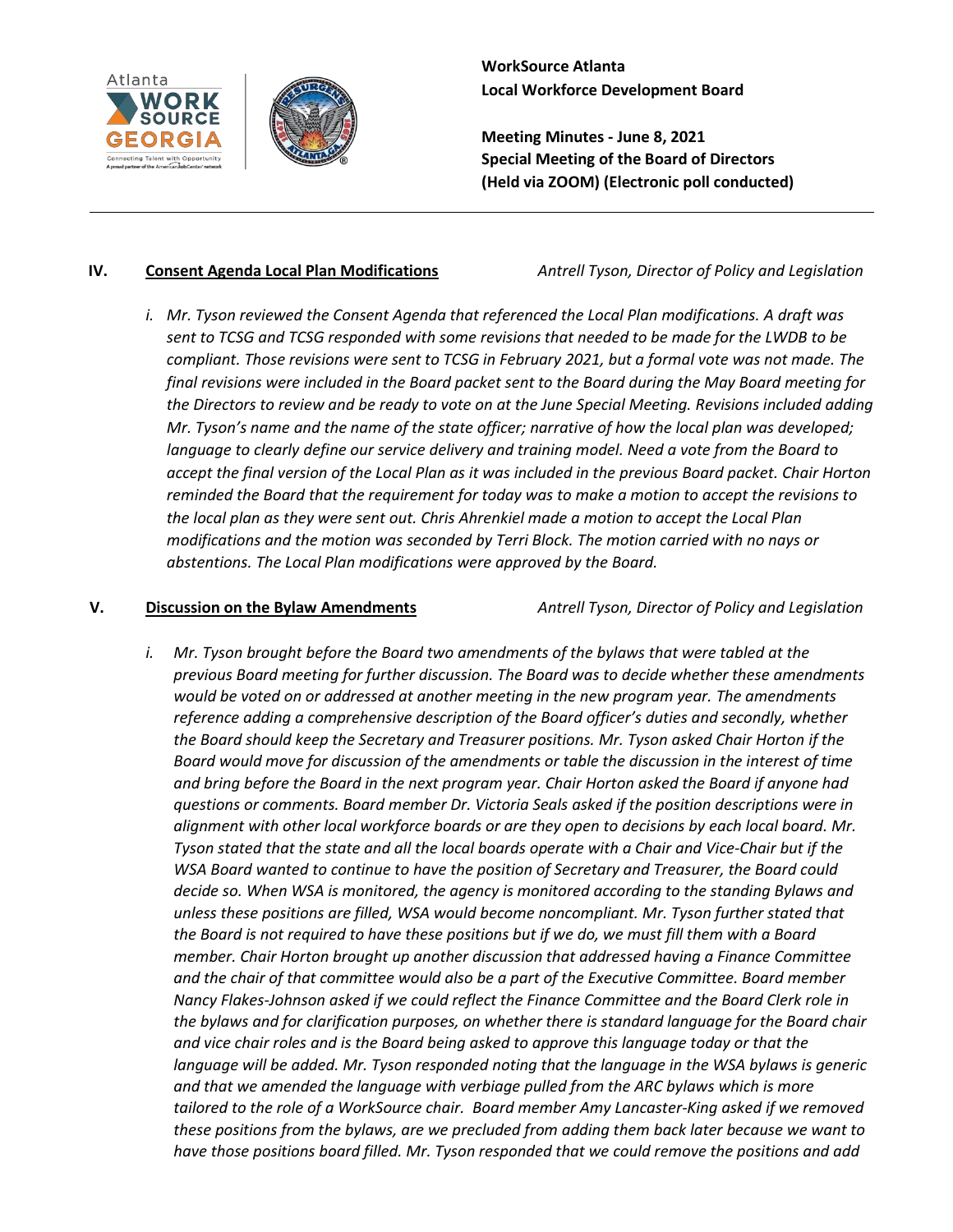**WorkSource Atlanta**
**Local Workforce Development Board**

**Meeting Minutes - June 8, 2021**
**Special Meeting of the Board of Directors**
**(Held via ZOOM) (Electronic poll conducted)**

---

**IV. Consent Agenda Local Plan Modifications** *Antrell Tyson, Director of Policy and Legislation*

*i. Mr. Tyson reviewed the Consent Agenda that referenced the Local Plan modifications. A draft was sent to TCSG and TCSG responded with some revisions that needed to be made for the LWDB to be compliant. Those revisions were sent to TCSG in February 2021, but a formal vote was not made. The final revisions were included in the Board packet sent to the Board during the May Board meeting for the Directors to review and be ready to vote on at the June Special Meeting. Revisions included adding Mr. Tyson's name and the name of the state officer; narrative of how the local plan was developed; language to clearly define our service delivery and training model. Need a vote from the Board to accept the final version of the Local Plan as it was included in the previous Board packet. Chair Horton reminded the Board that the requirement for today was to make a motion to accept the revisions to the local plan as they were sent out. Chris Ahrenkiel made a motion to accept the Local Plan modifications and the motion was seconded by Terri Block. The motion carried with no nays or abstentions. The Local Plan modifications were approved by the Board.*

**V. Discussion on the Bylaw Amendments** *Antrell Tyson, Director of Policy and Legislation*

*i. Mr. Tyson brought before the Board two amendments of the bylaws that were tabled at the previous Board meeting for further discussion. The Board was to decide whether these amendments would be voted on or addressed at another meeting in the new program year. The amendments reference adding a comprehensive description of the Board officer's duties and secondly, whether the Board should keep the Secretary and Treasurer positions. Mr. Tyson asked Chair Horton if the Board would move for discussion of the amendments or table the discussion in the interest of time and bring before the Board in the next program year. Chair Horton asked the Board if anyone had questions or comments. Board member Dr. Victoria Seals asked if the position descriptions were in alignment with other local workforce boards or are they open to decisions by each local board. Mr. Tyson stated that the state and all the local boards operate with a Chair and Vice-Chair but if the WSA Board wanted to continue to have the position of Secretary and Treasurer, the Board could decide so. When WSA is monitored, the agency is monitored according to the standing Bylaws and unless these positions are filled, WSA would become noncompliant. Mr. Tyson further stated that the Board is not required to have these positions but if we do, we must fill them with a Board member. Chair Horton brought up another discussion that addressed having a Finance Committee and the chair of that committee would also be a part of the Executive Committee. Board member Nancy Flakes-Johnson asked if we could reflect the Finance Committee and the Board Clerk role in the bylaws and for clarification purposes, on whether there is standard language for the Board chair and vice chair roles and is the Board being asked to approve this language today or that the language will be added. Mr. Tyson responded noting that the language in the WSA bylaws is generic and that we amended the language with verbiage pulled from the ARC bylaws which is more tailored to the role of a WorkSource chair. Board member Amy Lancaster-King asked if we removed these positions from the bylaws, are we precluded from adding them back later because we want to have those positions board filled. Mr. Tyson responded that we could remove the positions and add*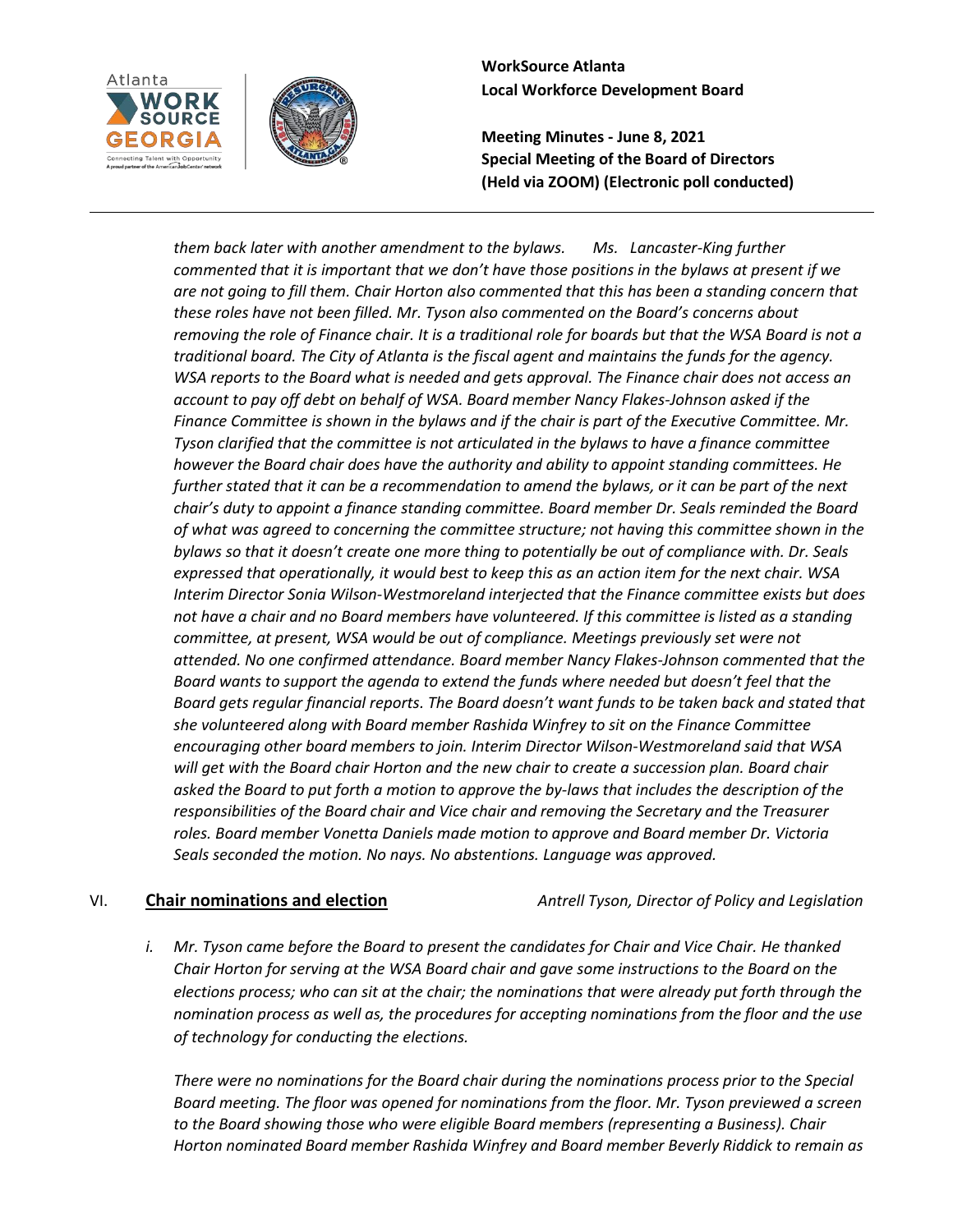*them back later with another amendment to the bylaws. Ms. Lancaster-King further commented that it is important that we don't have those positions in the bylaws at present if we are not going to fill them. Chair Horton also commented that this has been a standing concern that these roles have not been filled. Mr. Tyson also commented on the Board's concerns about removing the role of Finance chair. It is a traditional role for boards but that the WSA Board is not a traditional board. The City of Atlanta is the fiscal agent and maintains the funds for the agency. WSA reports to the Board what is needed and gets approval. The Finance chair does not access an account to pay off debt on behalf of WSA. Board member Nancy Flakes-Johnson asked if the Finance Committee is shown in the bylaws and if the chair is part of the Executive Committee. Mr. Tyson clarified that the committee is not articulated in the bylaws to have a finance committee however the Board chair does have the authority and ability to appoint standing committees. He further stated that it can be a recommendation to amend the bylaws, or it can be part of the next chair's duty to appoint a finance standing committee. Board member Dr. Seals reminded the Board of what was agreed to concerning the committee structure; not having this committee shown in the bylaws so that it doesn't create one more thing to potentially be out of compliance with. Dr. Seals expressed that operationally, it would best to keep this as an action item for the next chair. WSA Interim Director Sonia Wilson-Westmoreland interjected that the Finance committee exists but does not have a chair and no Board members have volunteered. If this committee is listed as a standing committee, at present, WSA would be out of compliance. Meetings previously set were not attended. No one confirmed attendance. Board member Nancy Flakes-Johnson commented that the Board wants to support the agenda to extend the funds where needed but doesn't feel that the Board gets regular financial reports. The Board doesn't want funds to be taken back and stated that she volunteered along with Board member Rashida Winfrey to sit on the Finance Committee encouraging other board members to join. Interim Director Wilson-Westmoreland said that WSA will get with the Board chair Horton and the new chair to create a succession plan. Board chair asked the Board to put forth a motion to approve the by-laws that includes the description of the responsibilities of the Board chair and Vice chair and removing the Secretary and the Treasurer roles. Board member Vonetta Daniels made motion to approve and Board member Dr. Victoria Seals seconded the motion. No nays. No abstentions. Language was approved.*

## VI. **Chair nominations and election** — *Antrell Tyson, Director of Policy and Legislation*

*i. Mr. Tyson came before the Board to present the candidates for Chair and Vice Chair. He thanked Chair Horton for serving at the WSA Board chair and gave some instructions to the Board on the elections process; who can sit at the chair; the nominations that were already put forth through the nomination process as well as, the procedures for accepting nominations from the floor and the use of technology for conducting the elections.*

*There were no nominations for the Board chair during the nominations process prior to the Special Board meeting. The floor was opened for nominations from the floor. Mr. Tyson previewed a screen to the Board showing those who were eligible Board members (representing a Business). Chair Horton nominated Board member Rashida Winfrey and Board member Beverly Riddick to remain as*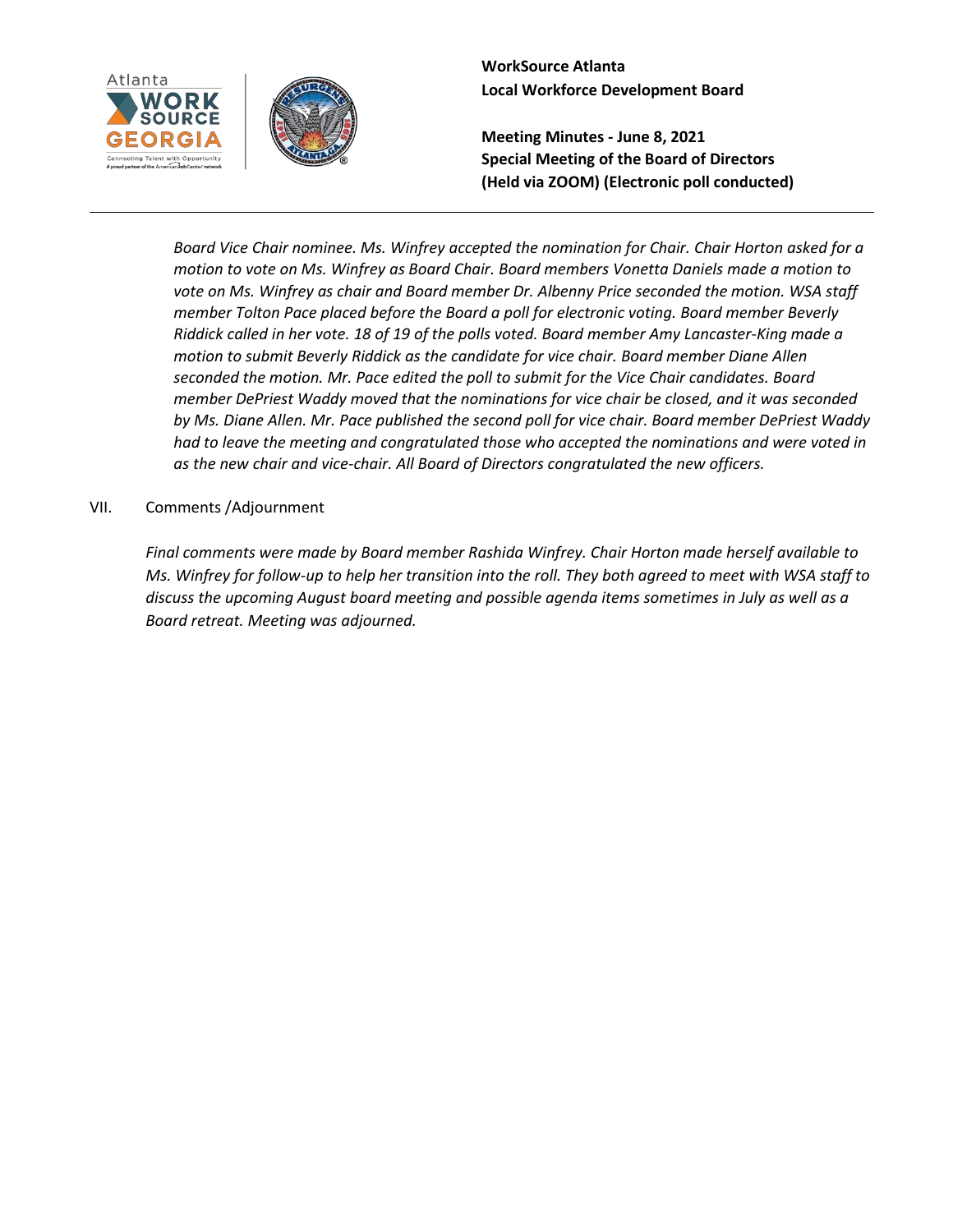*Board Vice Chair nominee. Ms. Winfrey accepted the nomination for Chair. Chair Horton asked for a motion to vote on Ms. Winfrey as Board Chair. Board members Vonetta Daniels made a motion to vote on Ms. Winfrey as chair and Board member Dr. Albenny Price seconded the motion. WSA staff member Tolton Pace placed before the Board a poll for electronic voting. Board member Beverly Riddick called in her vote. 18 of 19 of the polls voted. Board member Amy Lancaster-King made a motion to submit Beverly Riddick as the candidate for vice chair. Board member Diane Allen seconded the motion. Mr. Pace edited the poll to submit for the Vice Chair candidates. Board member DePriest Waddy moved that the nominations for vice chair be closed, and it was seconded by Ms. Diane Allen. Mr. Pace published the second poll for vice chair. Board member DePriest Waddy had to leave the meeting and congratulated those who accepted the nominations and were voted in as the new chair and vice-chair. All Board of Directors congratulated the new officers.*

VII. Comments /Adjournment

*Final comments were made by Board member Rashida Winfrey. Chair Horton made herself available to Ms. Winfrey for follow-up to help her transition into the roll. They both agreed to meet with WSA staff to discuss the upcoming August board meeting and possible agenda items sometimes in July as well as a Board retreat. Meeting was adjourned.*